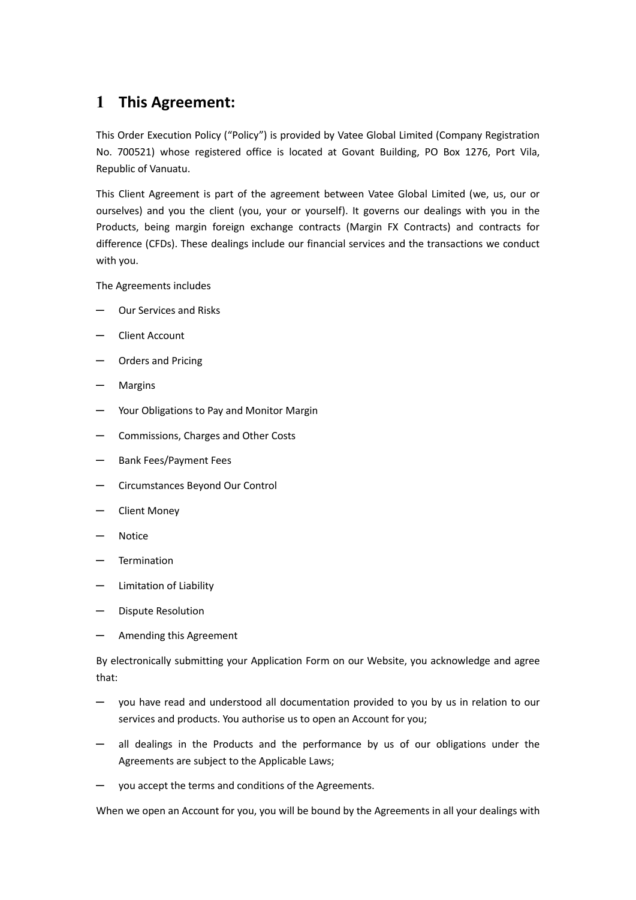# 1 This Agreement:

This Order Execution Policy ("Policy") is provided by Vatee Global Limited (Company Registration No. 700521) whose registered office is located at Govant Building, PO Box 1276, Port Vila, Republic of Vanuatu.

This Client Agreement is part of the agreement between Vatee Global Limited (we, us, our or ourselves) and you the client (you, your or yourself). It governs our dealings with you in the Products, being margin foreign exchange contracts (Margin FX Contracts) and contracts for difference (CFDs). These dealings include our financial services and the transactions we conduct with you.

The Agreements includes

- Our Services and Risks
- Client Account
- Orders and Pricing
- Margins
- Your Obligations to Pay and Monitor Margin
- Commissions, Charges and Other Costs
- Bank Fees/Payment Fees
- Circumstances Beyond Our Control
- Client Money
- Notice
- Termination
- Limitation of Liability
- Dispute Resolution
- Amending this Agreement

By electronically submitting your Application Form on our Website, you acknowledge and agree that:

- you have read and understood all documentation provided to you by us in relation to our services and products. You authorise us to open an Account for you;
- all dealings in the Products and the performance by us of our obligations under the Agreements are subject to the Applicable Laws;
- you accept the terms and conditions of the Agreements.

When we open an Account for you, you will be bound by the Agreements in all your dealings with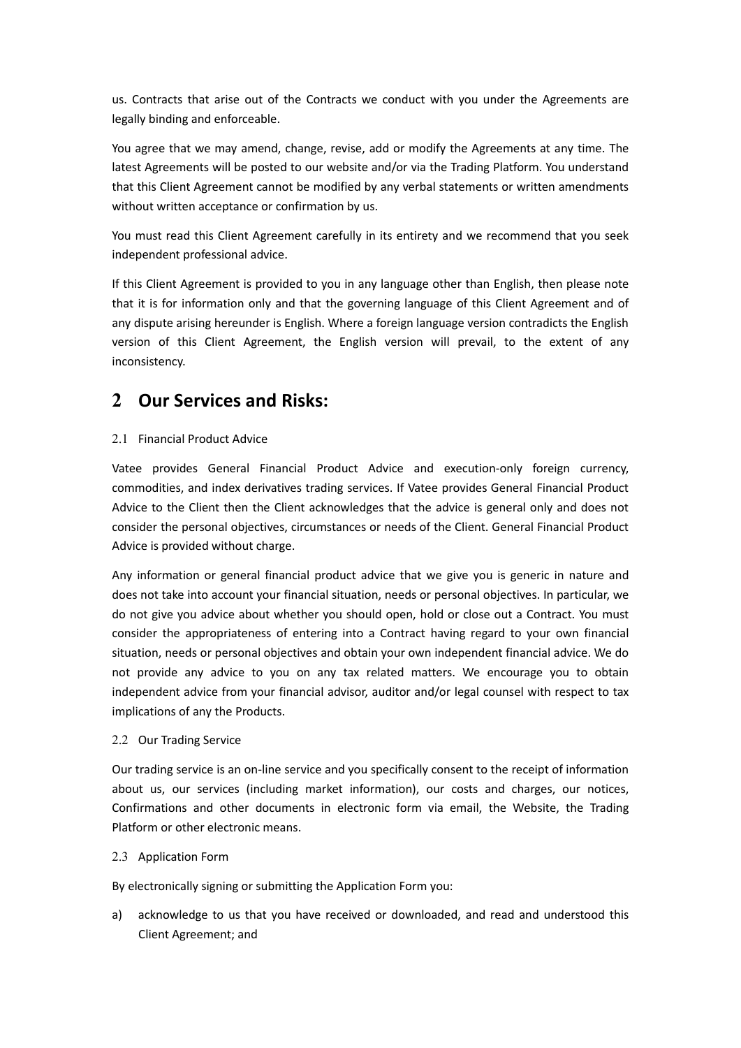us. Contracts that arise out of the Contracts we conduct with you under the Agreements are legally binding and enforceable.

You agree that we may amend, change, revise, add or modify the Agreements at any time. The latest Agreements will be posted to our website and/or via the Trading Platform. You understand that this Client Agreement cannot be modified by any verbal statements or written amendments without written acceptance or confirmation by us.

You must read this Client Agreement carefully in its entirety and we recommend that you seek independent professional advice.

If this Client Agreement is provided to you in any language other than English, then please note that it is for information only and that the governing language of this Client Agreement and of any dispute arising hereunder is English. Where a foreign language version contradicts the English version of this Client Agreement, the English version will prevail, to the extent of any inconsistency.

## 2 Our Services and Risks:

### 2.1 Financial Product Advice

Vatee provides General Financial Product Advice and execution-only foreign currency, commodities, and index derivatives trading services. If Vatee provides General Financial Product Advice to the Client then the Client acknowledges that the advice is general only and does not consider the personal objectives, circumstances or needs of the Client. General Financial Product Advice is provided without charge.

Any information or general financial product advice that we give you is generic in nature and does not take into account your financial situation, needs or personal objectives. In particular, we do not give you advice about whether you should open, hold or close out a Contract. You must consider the appropriateness of entering into a Contract having regard to your own financial situation, needs or personal objectives and obtain your own independent financial advice. We do not provide any advice to you on any tax related matters. We encourage you to obtain independent advice from your financial advisor, auditor and/or legal counsel with respect to tax implications of any the Products.

### 2.2 Our Trading Service

Our trading service is an on-line service and you specifically consent to the receipt of information about us, our services (including market information), our costs and charges, our notices, Confirmations and other documents in electronic form via email, the Website, the Trading Platform or other electronic means.

### 2.3 Application Form

By electronically signing or submitting the Application Form you:

a) acknowledge to us that you have received or downloaded, and read and understood this Client Agreement; and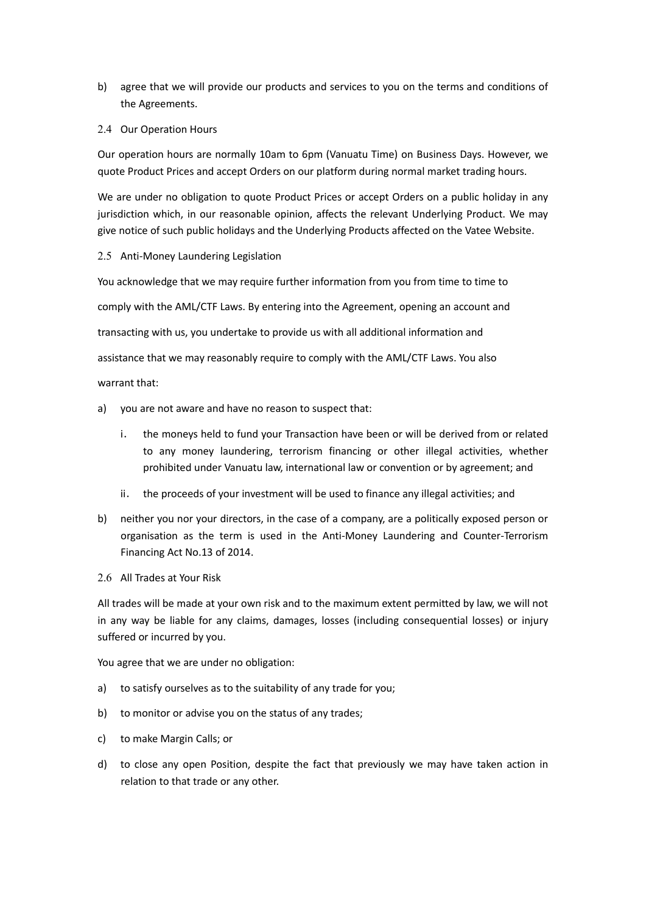b) agree that we will provide our products and services to you on the terms and conditions of the Agreements.

### 2.4 Our Operation Hours

Our operation hours are normally 10am to 6pm (Vanuatu Time) on Business Days. However, we quote Product Prices and accept Orders on our platform during normal market trading hours.

We are under no obligation to quote Product Prices or accept Orders on a public holiday in any jurisdiction which, in our reasonable opinion, affects the relevant Underlying Product. We may give notice of such public holidays and the Underlying Products affected on the Vatee Website.

### 2.5 Anti-Money Laundering Legislation

You acknowledge that we may require further information from you from time to time to comply with the AML/CTF Laws. By entering into the Agreement, opening an account and transacting with us, you undertake to provide us with all additional information and assistance that we may reasonably require to comply with the AML/CTF Laws. You also warrant that:

a) you are not aware and have no reason to suspect that:

   i. the moneys held to fund your Transaction have been or will be derived from or related to any money laundering, terrorism financing or other illegal activities, whether prohibited under Vanuatu law, international law or convention or by agreement; and

   ii. the proceeds of your investment will be used to finance any illegal activities; and

b) neither you nor your directors, in the case of a company, are a politically exposed person or organisation as the term is used in the Anti-Money Laundering and Counter-Terrorism Financing Act No.13 of 2014.

### 2.6 All Trades at Your Risk

All trades will be made at your own risk and to the maximum extent permitted by law, we will not in any way be liable for any claims, damages, losses (including consequential losses) or injury suffered or incurred by you.

You agree that we are under no obligation:

a) to satisfy ourselves as to the suitability of any trade for you;

b) to monitor or advise you on the status of any trades;

c) to make Margin Calls; or

d) to close any open Position, despite the fact that previously we may have taken action in relation to that trade or any other.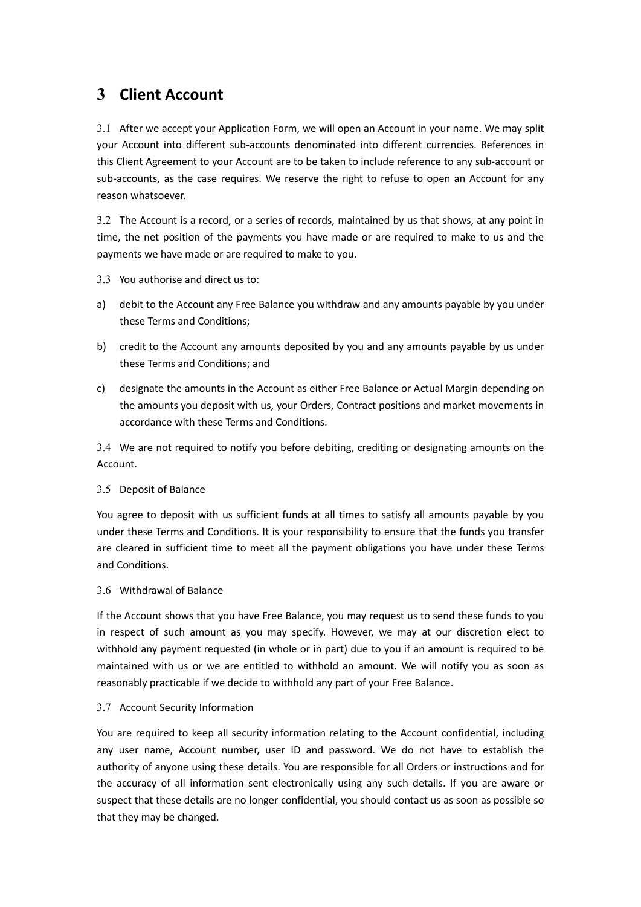# 3 Client Account

3.1 After we accept your Application Form, we will open an Account in your name. We may split your Account into different sub-accounts denominated into different currencies. References in this Client Agreement to your Account are to be taken to include reference to any sub-account or sub-accounts, as the case requires. We reserve the right to refuse to open an Account for any reason whatsoever.

3.2 The Account is a record, or a series of records, maintained by us that shows, at any point in time, the net position of the payments you have made or are required to make to us and the payments we have made or are required to make to you.

3.3 You authorise and direct us to:

a) debit to the Account any Free Balance you withdraw and any amounts payable by you under these Terms and Conditions;

b) credit to the Account any amounts deposited by you and any amounts payable by us under these Terms and Conditions; and

c) designate the amounts in the Account as either Free Balance or Actual Margin depending on the amounts you deposit with us, your Orders, Contract positions and market movements in accordance with these Terms and Conditions.

3.4 We are not required to notify you before debiting, crediting or designating amounts on the Account.

3.5 Deposit of Balance

You agree to deposit with us sufficient funds at all times to satisfy all amounts payable by you under these Terms and Conditions. It is your responsibility to ensure that the funds you transfer are cleared in sufficient time to meet all the payment obligations you have under these Terms and Conditions.

3.6 Withdrawal of Balance

If the Account shows that you have Free Balance, you may request us to send these funds to you in respect of such amount as you may specify. However, we may at our discretion elect to withhold any payment requested (in whole or in part) due to you if an amount is required to be maintained with us or we are entitled to withhold an amount. We will notify you as soon as reasonably practicable if we decide to withhold any part of your Free Balance.

3.7 Account Security Information

You are required to keep all security information relating to the Account confidential, including any user name, Account number, user ID and password. We do not have to establish the authority of anyone using these details. You are responsible for all Orders or instructions and for the accuracy of all information sent electronically using any such details. If you are aware or suspect that these details are no longer confidential, you should contact us as soon as possible so that they may be changed.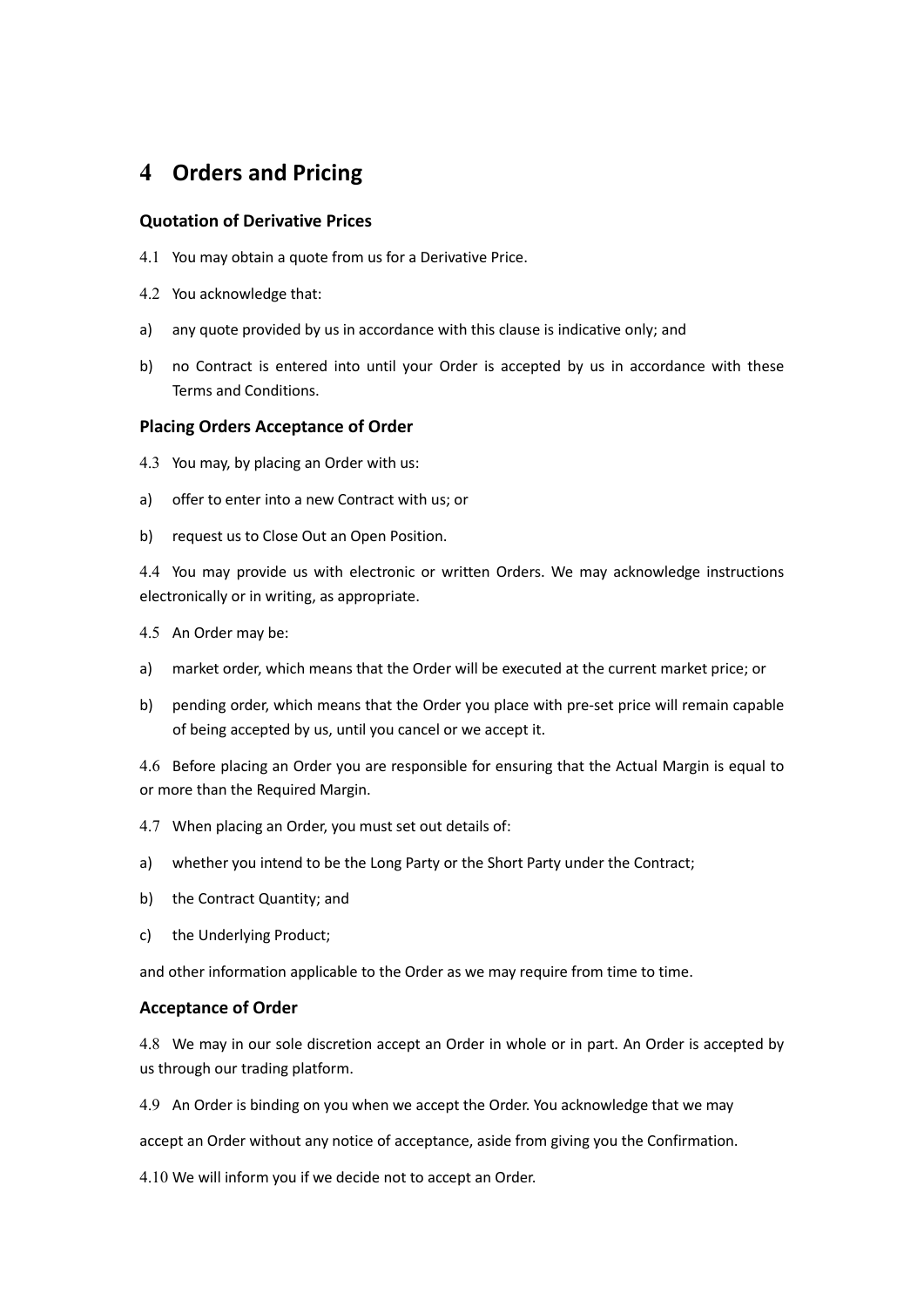# 4 Orders and Pricing

### Quotation of Derivative Prices

4.1 You may obtain a quote from us for a Derivative Price.

4.2 You acknowledge that:

a) any quote provided by us in accordance with this clause is indicative only; and

b) no Contract is entered into until your Order is accepted by us in accordance with these Terms and Conditions.

### Placing Orders Acceptance of Order

4.3 You may, by placing an Order with us:

a) offer to enter into a new Contract with us; or

b) request us to Close Out an Open Position.

4.4 You may provide us with electronic or written Orders. We may acknowledge instructions electronically or in writing, as appropriate.

4.5 An Order may be:

a) market order, which means that the Order will be executed at the current market price; or

b) pending order, which means that the Order you place with pre-set price will remain capable of being accepted by us, until you cancel or we accept it.

4.6 Before placing an Order you are responsible for ensuring that the Actual Margin is equal to or more than the Required Margin.

4.7 When placing an Order, you must set out details of:

a) whether you intend to be the Long Party or the Short Party under the Contract;

b) the Contract Quantity; and

c) the Underlying Product;

and other information applicable to the Order as we may require from time to time.

### Acceptance of Order

4.8 We may in our sole discretion accept an Order in whole or in part. An Order is accepted by us through our trading platform.

4.9 An Order is binding on you when we accept the Order. You acknowledge that we may

accept an Order without any notice of acceptance, aside from giving you the Confirmation.

4.10 We will inform you if we decide not to accept an Order.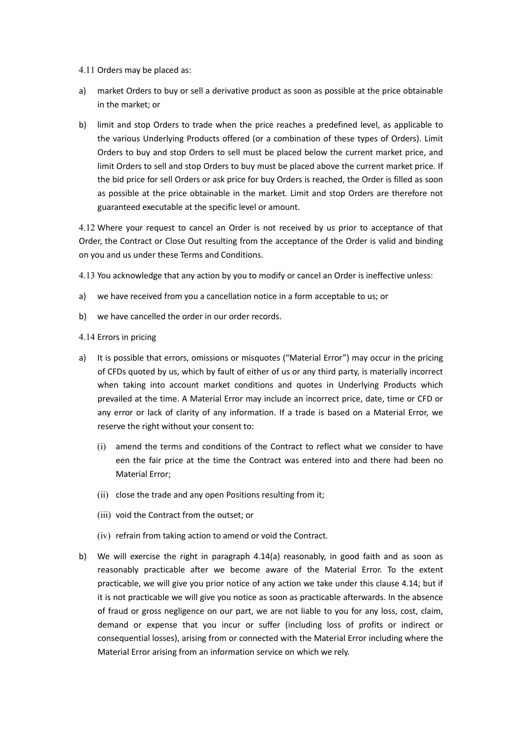4.11 Orders may be placed as:

a) market Orders to buy or sell a derivative product as soon as possible at the price obtainable in the market; or

b) limit and stop Orders to trade when the price reaches a predefined level, as applicable to the various Underlying Products offered (or a combination of these types of Orders). Limit Orders to buy and stop Orders to sell must be placed below the current market price, and limit Orders to sell and stop Orders to buy must be placed above the current market price. If the bid price for sell Orders or ask price for buy Orders is reached, the Order is filled as soon as possible at the price obtainable in the market. Limit and stop Orders are therefore not guaranteed executable at the specific level or amount.

4.12 Where your request to cancel an Order is not received by us prior to acceptance of that Order, the Contract or Close Out resulting from the acceptance of the Order is valid and binding on you and us under these Terms and Conditions.

4.13 You acknowledge that any action by you to modify or cancel an Order is ineffective unless:

a) we have received from you a cancellation notice in a form acceptable to us; or

b) we have cancelled the order in our order records.

4.14 Errors in pricing

a) It is possible that errors, omissions or misquotes ("Material Error") may occur in the pricing of CFDs quoted by us, which by fault of either of us or any third party, is materially incorrect when taking into account market conditions and quotes in Underlying Products which prevailed at the time. A Material Error may include an incorrect price, date, time or CFD or any error or lack of clarity of any information. If a trade is based on a Material Error, we reserve the right without your consent to:

   (i) amend the terms and conditions of the Contract to reflect what we consider to have een the fair price at the time the Contract was entered into and there had been no Material Error;

   (ii) close the trade and any open Positions resulting from it;

   (iii) void the Contract from the outset; or

   (iv) refrain from taking action to amend or void the Contract.

b) We will exercise the right in paragraph 4.14(a) reasonably, in good faith and as soon as reasonably practicable after we become aware of the Material Error. To the extent practicable, we will give you prior notice of any action we take under this clause 4.14; but if it is not practicable we will give you notice as soon as practicable afterwards. In the absence of fraud or gross negligence on our part, we are not liable to you for any loss, cost, claim, demand or expense that you incur or suffer (including loss of profits or indirect or consequential losses), arising from or connected with the Material Error including where the Material Error arising from an information service on which we rely.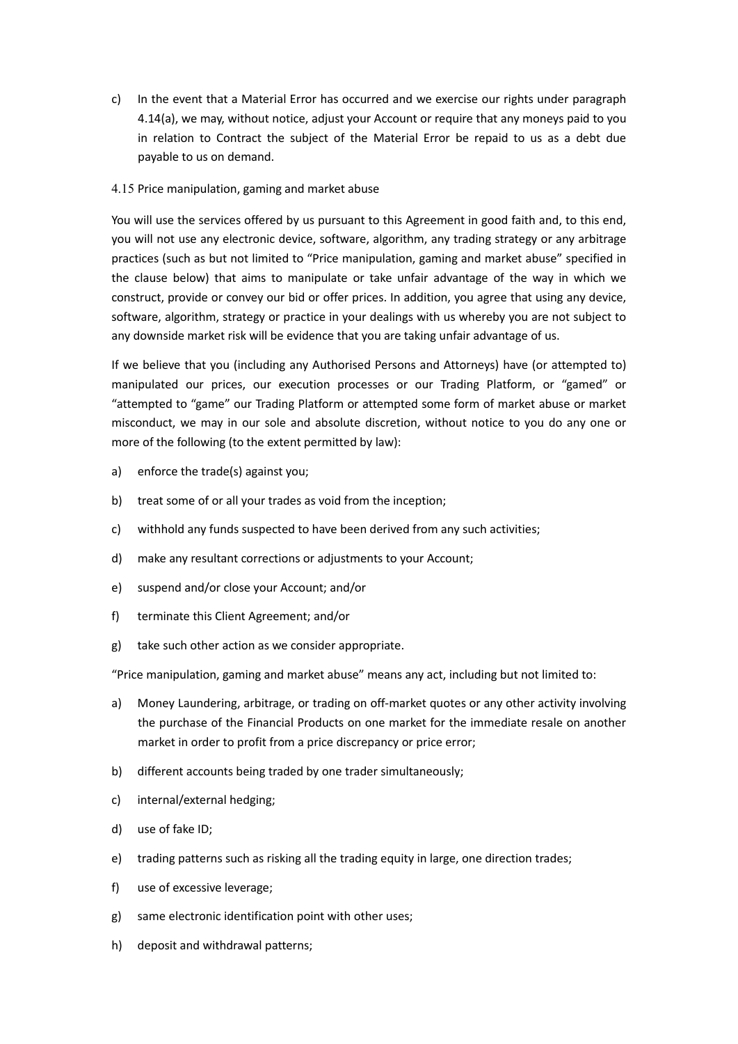c) In the event that a Material Error has occurred and we exercise our rights under paragraph 4.14(a), we may, without notice, adjust your Account or require that any moneys paid to you in relation to Contract the subject of the Material Error be repaid to us as a debt due payable to us on demand.

4.15 Price manipulation, gaming and market abuse

You will use the services offered by us pursuant to this Agreement in good faith and, to this end, you will not use any electronic device, software, algorithm, any trading strategy or any arbitrage practices (such as but not limited to "Price manipulation, gaming and market abuse" specified in the clause below) that aims to manipulate or take unfair advantage of the way in which we construct, provide or convey our bid or offer prices. In addition, you agree that using any device, software, algorithm, strategy or practice in your dealings with us whereby you are not subject to any downside market risk will be evidence that you are taking unfair advantage of us.

If we believe that you (including any Authorised Persons and Attorneys) have (or attempted to) manipulated our prices, our execution processes or our Trading Platform, or "gamed" or "attempted to "game" our Trading Platform or attempted some form of market abuse or market misconduct, we may in our sole and absolute discretion, without notice to you do any one or more of the following (to the extent permitted by law):

a) enforce the trade(s) against you;

b) treat some of or all your trades as void from the inception;

c) withhold any funds suspected to have been derived from any such activities;

d) make any resultant corrections or adjustments to your Account;

e) suspend and/or close your Account; and/or

f) terminate this Client Agreement; and/or

g) take such other action as we consider appropriate.

"Price manipulation, gaming and market abuse" means any act, including but not limited to:

a) Money Laundering, arbitrage, or trading on off-market quotes or any other activity involving the purchase of the Financial Products on one market for the immediate resale on another market in order to profit from a price discrepancy or price error;

b) different accounts being traded by one trader simultaneously;

c) internal/external hedging;

d) use of fake ID;

e) trading patterns such as risking all the trading equity in large, one direction trades;

f) use of excessive leverage;

g) same electronic identification point with other uses;

h) deposit and withdrawal patterns;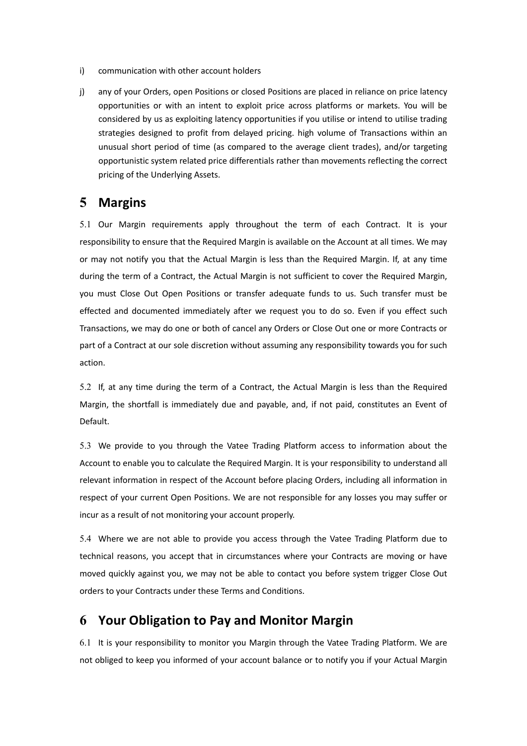i) communication with other account holders

j) any of your Orders, open Positions or closed Positions are placed in reliance on price latency opportunities or with an intent to exploit price across platforms or markets. You will be considered by us as exploiting latency opportunities if you utilise or intend to utilise trading strategies designed to profit from delayed pricing. high volume of Transactions within an unusual short period of time (as compared to the average client trades), and/or targeting opportunistic system related price differentials rather than movements reflecting the correct pricing of the Underlying Assets.

# 5 Margins

5.1 Our Margin requirements apply throughout the term of each Contract. It is your responsibility to ensure that the Required Margin is available on the Account at all times. We may or may not notify you that the Actual Margin is less than the Required Margin. If, at any time during the term of a Contract, the Actual Margin is not sufficient to cover the Required Margin, you must Close Out Open Positions or transfer adequate funds to us. Such transfer must be effected and documented immediately after we request you to do so. Even if you effect such Transactions, we may do one or both of cancel any Orders or Close Out one or more Contracts or part of a Contract at our sole discretion without assuming any responsibility towards you for such action.

5.2 If, at any time during the term of a Contract, the Actual Margin is less than the Required Margin, the shortfall is immediately due and payable, and, if not paid, constitutes an Event of Default.

5.3 We provide to you through the Vatee Trading Platform access to information about the Account to enable you to calculate the Required Margin. It is your responsibility to understand all relevant information in respect of the Account before placing Orders, including all information in respect of your current Open Positions. We are not responsible for any losses you may suffer or incur as a result of not monitoring your account properly.

5.4 Where we are not able to provide you access through the Vatee Trading Platform due to technical reasons, you accept that in circumstances where your Contracts are moving or have moved quickly against you, we may not be able to contact you before system trigger Close Out orders to your Contracts under these Terms and Conditions.

# 6 Your Obligation to Pay and Monitor Margin

6.1 It is your responsibility to monitor you Margin through the Vatee Trading Platform. We are not obliged to keep you informed of your account balance or to notify you if your Actual Margin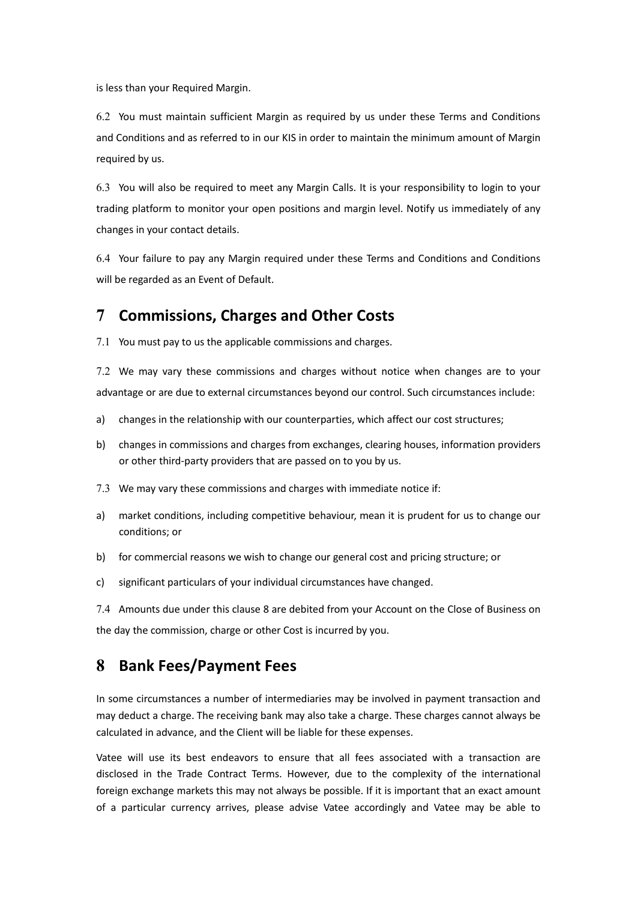is less than your Required Margin.

6.2 You must maintain sufficient Margin as required by us under these Terms and Conditions and Conditions and as referred to in our KIS in order to maintain the minimum amount of Margin required by us.

6.3 You will also be required to meet any Margin Calls. It is your responsibility to login to your trading platform to monitor your open positions and margin level. Notify us immediately of any changes in your contact details.

6.4 Your failure to pay any Margin required under these Terms and Conditions and Conditions will be regarded as an Event of Default.

## 7 Commissions, Charges and Other Costs

7.1 You must pay to us the applicable commissions and charges.

7.2 We may vary these commissions and charges without notice when changes are to your advantage or are due to external circumstances beyond our control. Such circumstances include:

a) changes in the relationship with our counterparties, which affect our cost structures;

b) changes in commissions and charges from exchanges, clearing houses, information providers or other third-party providers that are passed on to you by us.

7.3 We may vary these commissions and charges with immediate notice if:

a) market conditions, including competitive behaviour, mean it is prudent for us to change our conditions; or

b) for commercial reasons we wish to change our general cost and pricing structure; or

c) significant particulars of your individual circumstances have changed.

7.4 Amounts due under this clause 8 are debited from your Account on the Close of Business on the day the commission, charge or other Cost is incurred by you.

## 8 Bank Fees/Payment Fees

In some circumstances a number of intermediaries may be involved in payment transaction and may deduct a charge. The receiving bank may also take a charge. These charges cannot always be calculated in advance, and the Client will be liable for these expenses.

Vatee will use its best endeavors to ensure that all fees associated with a transaction are disclosed in the Trade Contract Terms. However, due to the complexity of the international foreign exchange markets this may not always be possible. If it is important that an exact amount of a particular currency arrives, please advise Vatee accordingly and Vatee may be able to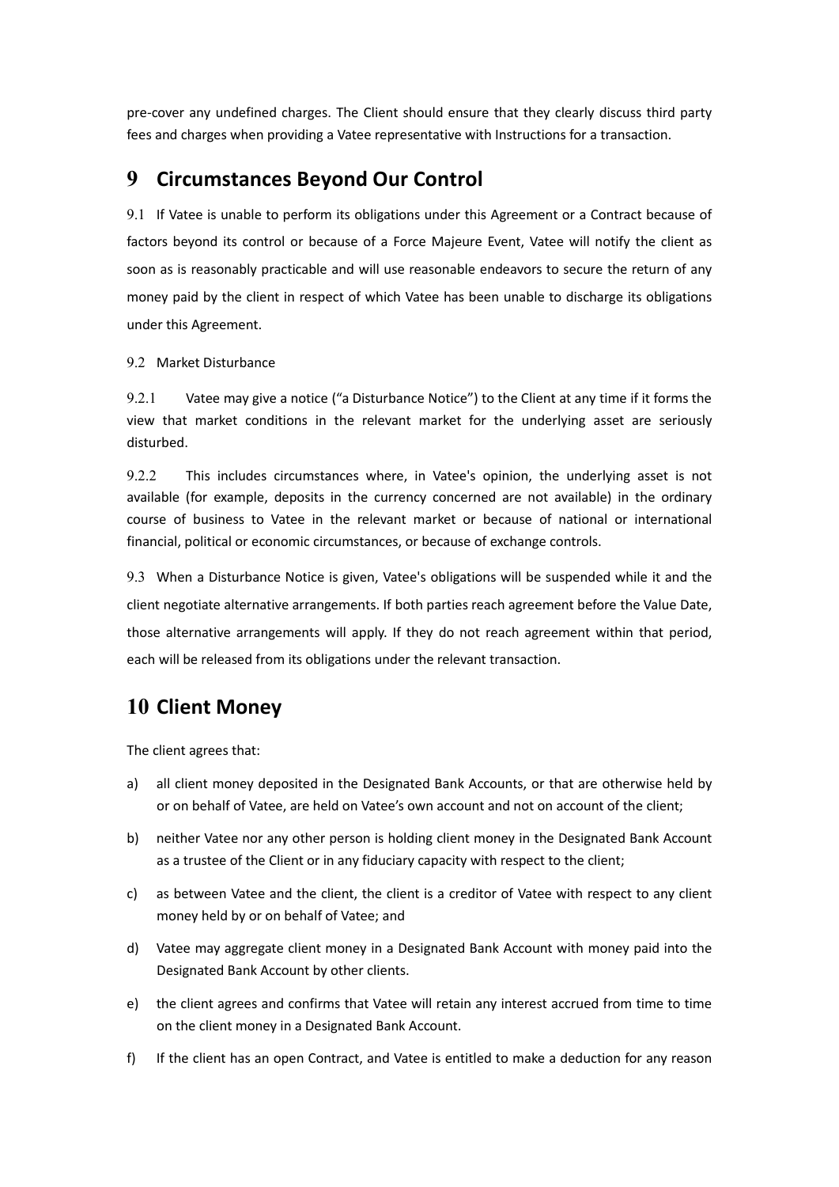pre-cover any undefined charges. The Client should ensure that they clearly discuss third party fees and charges when providing a Vatee representative with Instructions for a transaction.

## 9 Circumstances Beyond Our Control

9.1 If Vatee is unable to perform its obligations under this Agreement or a Contract because of factors beyond its control or because of a Force Majeure Event, Vatee will notify the client as soon as is reasonably practicable and will use reasonable endeavors to secure the return of any money paid by the client in respect of which Vatee has been unable to discharge its obligations under this Agreement.

9.2 Market Disturbance

9.2.1 Vatee may give a notice ("a Disturbance Notice") to the Client at any time if it forms the view that market conditions in the relevant market for the underlying asset are seriously disturbed.

9.2.2 This includes circumstances where, in Vatee's opinion, the underlying asset is not available (for example, deposits in the currency concerned are not available) in the ordinary course of business to Vatee in the relevant market or because of national or international financial, political or economic circumstances, or because of exchange controls.

9.3 When a Disturbance Notice is given, Vatee's obligations will be suspended while it and the client negotiate alternative arrangements. If both parties reach agreement before the Value Date, those alternative arrangements will apply. If they do not reach agreement within that period, each will be released from its obligations under the relevant transaction.

## 10 Client Money

The client agrees that:

a) all client money deposited in the Designated Bank Accounts, or that are otherwise held by or on behalf of Vatee, are held on Vatee's own account and not on account of the client;

b) neither Vatee nor any other person is holding client money in the Designated Bank Account as a trustee of the Client or in any fiduciary capacity with respect to the client;

c) as between Vatee and the client, the client is a creditor of Vatee with respect to any client money held by or on behalf of Vatee; and

d) Vatee may aggregate client money in a Designated Bank Account with money paid into the Designated Bank Account by other clients.

e) the client agrees and confirms that Vatee will retain any interest accrued from time to time on the client money in a Designated Bank Account.

f) If the client has an open Contract, and Vatee is entitled to make a deduction for any reason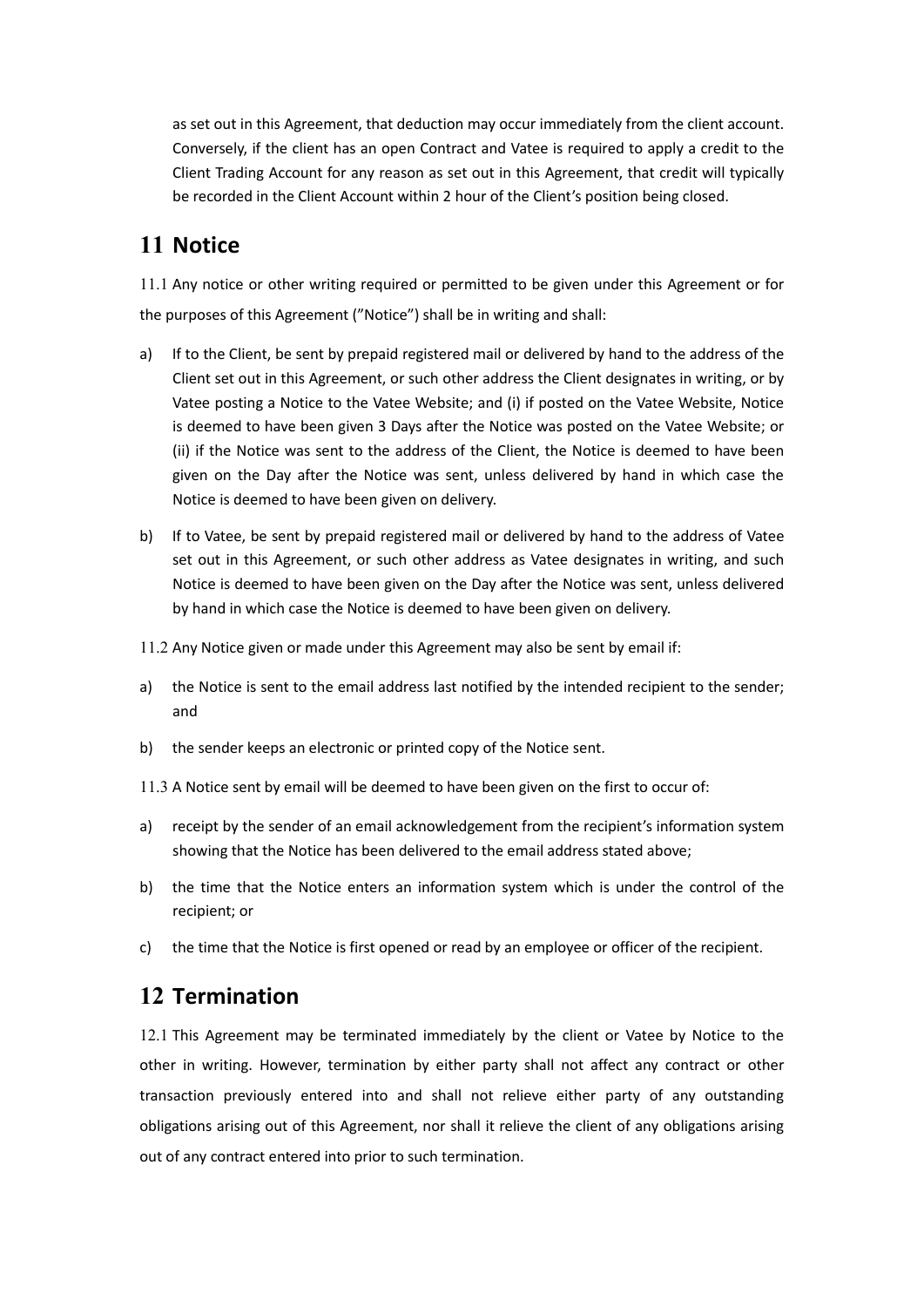as set out in this Agreement, that deduction may occur immediately from the client account. Conversely, if the client has an open Contract and Vatee is required to apply a credit to the Client Trading Account for any reason as set out in this Agreement, that credit will typically be recorded in the Client Account within 2 hour of the Client's position being closed.

# 11 Notice

11.1 Any notice or other writing required or permitted to be given under this Agreement or for the purposes of this Agreement ("Notice") shall be in writing and shall:

a) If to the Client, be sent by prepaid registered mail or delivered by hand to the address of the Client set out in this Agreement, or such other address the Client designates in writing, or by Vatee posting a Notice to the Vatee Website; and (i) if posted on the Vatee Website, Notice is deemed to have been given 3 Days after the Notice was posted on the Vatee Website; or (ii) if the Notice was sent to the address of the Client, the Notice is deemed to have been given on the Day after the Notice was sent, unless delivered by hand in which case the Notice is deemed to have been given on delivery.

b) If to Vatee, be sent by prepaid registered mail or delivered by hand to the address of Vatee set out in this Agreement, or such other address as Vatee designates in writing, and such Notice is deemed to have been given on the Day after the Notice was sent, unless delivered by hand in which case the Notice is deemed to have been given on delivery.

11.2 Any Notice given or made under this Agreement may also be sent by email if:

a) the Notice is sent to the email address last notified by the intended recipient to the sender; and

b) the sender keeps an electronic or printed copy of the Notice sent.

11.3 A Notice sent by email will be deemed to have been given on the first to occur of:

a) receipt by the sender of an email acknowledgement from the recipient's information system showing that the Notice has been delivered to the email address stated above;

b) the time that the Notice enters an information system which is under the control of the recipient; or

c) the time that the Notice is first opened or read by an employee or officer of the recipient.

# 12 Termination

12.1 This Agreement may be terminated immediately by the client or Vatee by Notice to the other in writing. However, termination by either party shall not affect any contract or other transaction previously entered into and shall not relieve either party of any outstanding obligations arising out of this Agreement, nor shall it relieve the client of any obligations arising out of any contract entered into prior to such termination.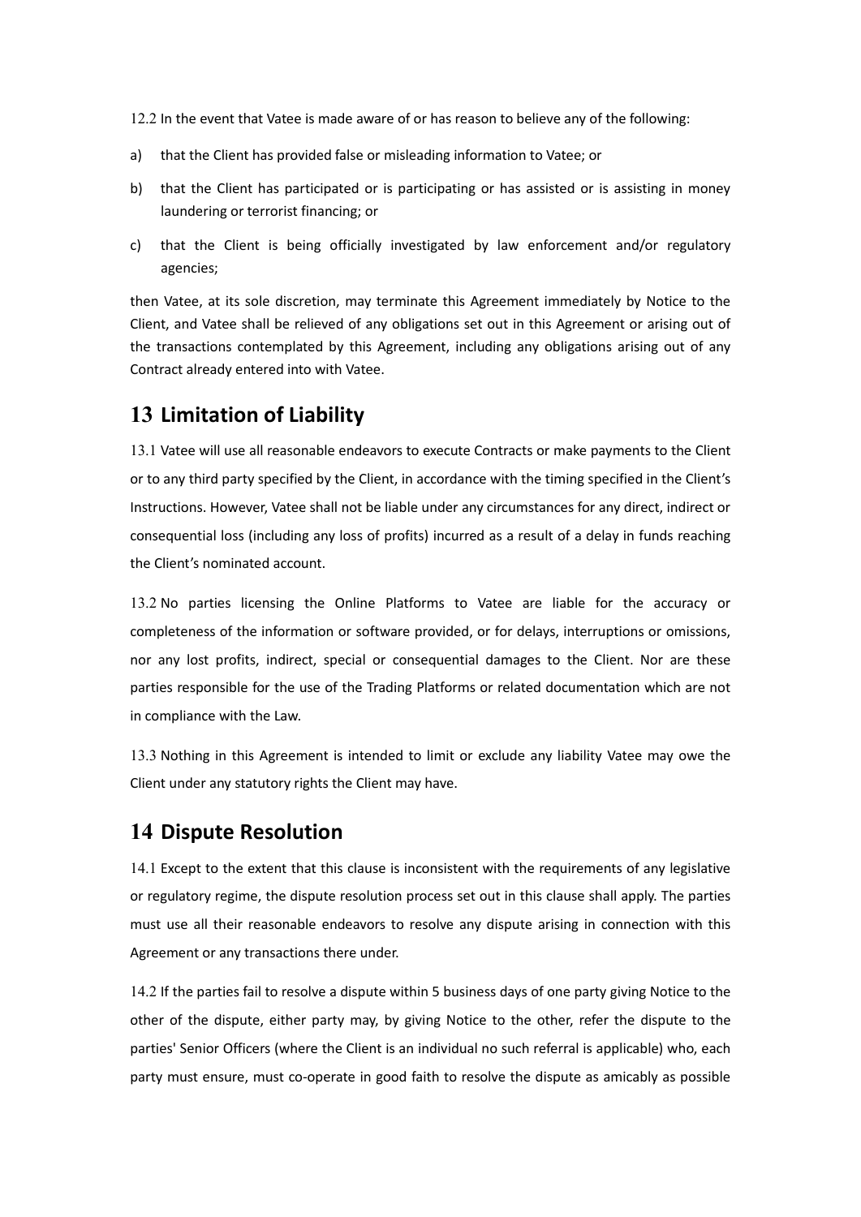12.2 In the event that Vatee is made aware of or has reason to believe any of the following:

a) that the Client has provided false or misleading information to Vatee; or

b) that the Client has participated or is participating or has assisted or is assisting in money laundering or terrorist financing; or

c) that the Client is being officially investigated by law enforcement and/or regulatory agencies;

then Vatee, at its sole discretion, may terminate this Agreement immediately by Notice to the Client, and Vatee shall be relieved of any obligations set out in this Agreement or arising out of the transactions contemplated by this Agreement, including any obligations arising out of any Contract already entered into with Vatee.

## 13 Limitation of Liability

13.1 Vatee will use all reasonable endeavors to execute Contracts or make payments to the Client or to any third party specified by the Client, in accordance with the timing specified in the Client's Instructions. However, Vatee shall not be liable under any circumstances for any direct, indirect or consequential loss (including any loss of profits) incurred as a result of a delay in funds reaching the Client's nominated account.

13.2 No parties licensing the Online Platforms to Vatee are liable for the accuracy or completeness of the information or software provided, or for delays, interruptions or omissions, nor any lost profits, indirect, special or consequential damages to the Client. Nor are these parties responsible for the use of the Trading Platforms or related documentation which are not in compliance with the Law.

13.3 Nothing in this Agreement is intended to limit or exclude any liability Vatee may owe the Client under any statutory rights the Client may have.

## 14 Dispute Resolution

14.1 Except to the extent that this clause is inconsistent with the requirements of any legislative or regulatory regime, the dispute resolution process set out in this clause shall apply. The parties must use all their reasonable endeavors to resolve any dispute arising in connection with this Agreement or any transactions there under.

14.2 If the parties fail to resolve a dispute within 5 business days of one party giving Notice to the other of the dispute, either party may, by giving Notice to the other, refer the dispute to the parties' Senior Officers (where the Client is an individual no such referral is applicable) who, each party must ensure, must co-operate in good faith to resolve the dispute as amicably as possible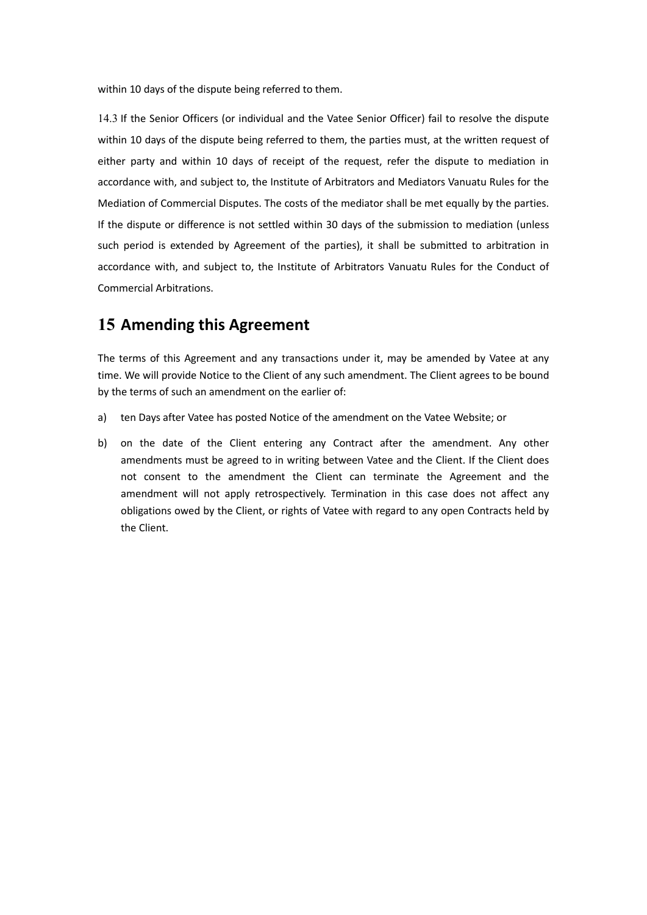within 10 days of the dispute being referred to them.

14.3 If the Senior Officers (or individual and the Vatee Senior Officer) fail to resolve the dispute within 10 days of the dispute being referred to them, the parties must, at the written request of either party and within 10 days of receipt of the request, refer the dispute to mediation in accordance with, and subject to, the Institute of Arbitrators and Mediators Vanuatu Rules for the Mediation of Commercial Disputes. The costs of the mediator shall be met equally by the parties. If the dispute or difference is not settled within 30 days of the submission to mediation (unless such period is extended by Agreement of the parties), it shall be submitted to arbitration in accordance with, and subject to, the Institute of Arbitrators Vanuatu Rules for the Conduct of Commercial Arbitrations.

## 15 Amending this Agreement

The terms of this Agreement and any transactions under it, may be amended by Vatee at any time. We will provide Notice to the Client of any such amendment. The Client agrees to be bound by the terms of such an amendment on the earlier of:

a) ten Days after Vatee has posted Notice of the amendment on the Vatee Website; or

b) on the date of the Client entering any Contract after the amendment. Any other amendments must be agreed to in writing between Vatee and the Client. If the Client does not consent to the amendment the Client can terminate the Agreement and the amendment will not apply retrospectively. Termination in this case does not affect any obligations owed by the Client, or rights of Vatee with regard to any open Contracts held by the Client.